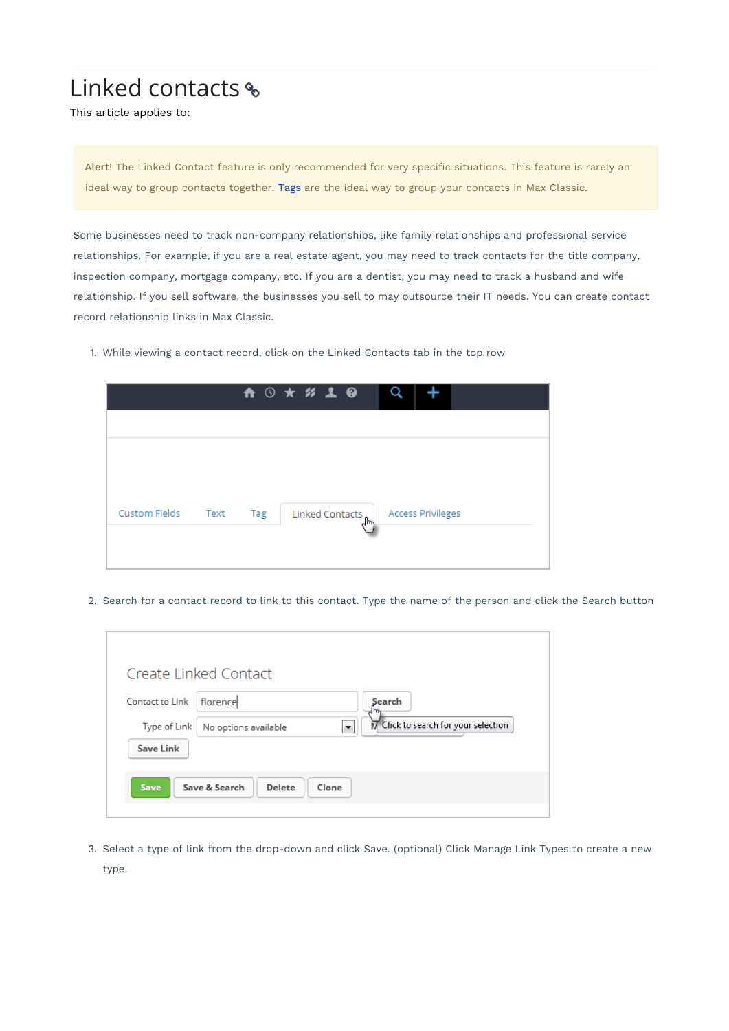# Linked contacts

This article applies to:

**Alert**! The Linked Contact feature is only recommended for very specific situations. This feature is rarely an ideal way to group contacts together. Tags are the ideal way to group your contacts in Max Classic.

Some businesses need to track non-company relationships, like family relationships and professional service relationships. For example, if you are a real estate agent, you may need to track contacts for the title company, inspection company, mortgage company, etc. If you are a dentist, you may need to track a husband and wife relationship. If you sell software, the businesses you sell to may outsource their IT needs. You can create contact record relationship links in Max Classic.

1. While viewing a contact record, click on the Linked Contacts tab in the top row

2. Search for a contact record to link to this contact. Type the name of the person and click the Search button

3. Select a type of link from the drop-down and click Save. (optional) Click Manage Link Types to create a new type.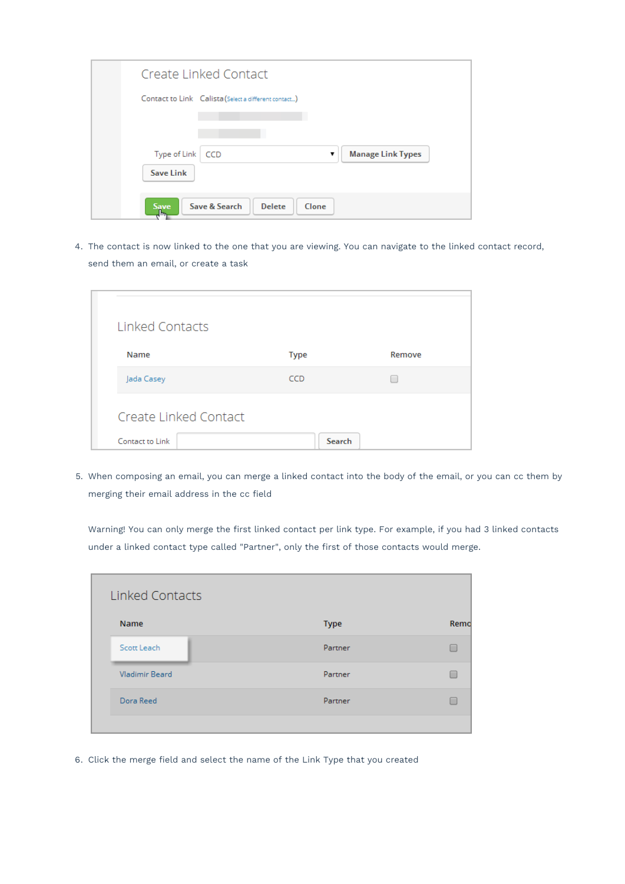Create Linked Contact

Contact to Link Calista (Select a different contact...)

Type of Link CCD Manage Link Types

Save Link

Save | Save & Search | Delete | Clone

4. The contact is now linked to the one that you are viewing. You can navigate to the linked contact record, send them an email, or create a task

Linked Contacts

| Name | Type | Remove |
|---|---|---|
| Jada Casey | CCD | |

Create Linked Contact

Contact to Link Search

5. When composing an email, you can merge a linked contact into the body of the email, or you can cc them by merging their email address in the cc field

   Warning! You can only merge the first linked contact per link type. For example, if you had 3 linked contacts under a linked contact type called "Partner", only the first of those contacts would merge.

Linked Contacts

| Name | Type | Remo |
|---|---|---|
| Scott Leach | Partner | |
| Vladimir Beard | Partner | |
| Dora Reed | Partner | |

6. Click the merge field and select the name of the Link Type that you created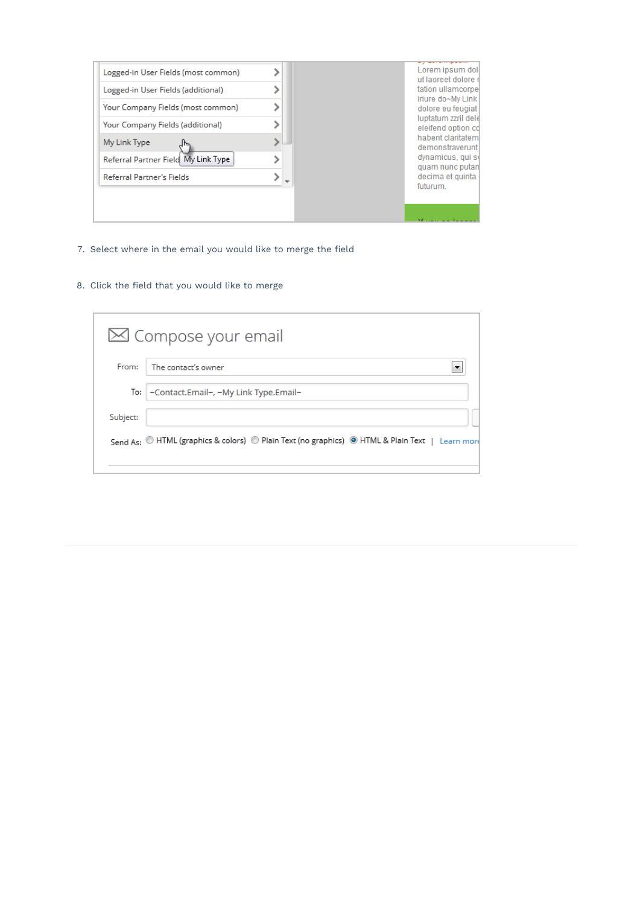7. Select where in the email you would like to merge the field

8. Click the field that you would like to merge